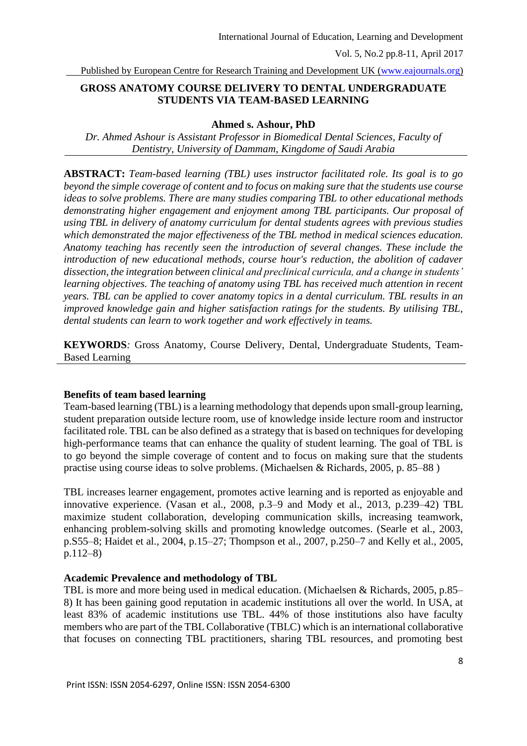# GROSS ANATOMY COURSE DELIVERY TO DENTAL UNDERGRADUATE STUDENTS VIA TEAM-BASED LEARNING

**Ahmed s. Ashour, PhD**

*Dr. Ahmed Ashour is Assistant Professor in Biomedical Dental Sciences, Faculty of Dentistry, University of Dammam, Kingdome of Saudi Arabia*

**ABSTRACT:** *Team-based learning (TBL) uses instructor facilitated role. Its goal is to go beyond the simple coverage of content and to focus on making sure that the students use course ideas to solve problems. There are many studies comparing TBL to other educational methods demonstrating higher engagement and enjoyment among TBL participants. Our proposal of using TBL in delivery of anatomy curriculum for dental students agrees with previous studies which demonstrated the major effectiveness of the TBL method in medical sciences education. Anatomy teaching has recently seen the introduction of several changes. These include the introduction of new educational methods, course hour's reduction, the abolition of cadaver dissection, the integration between clinical and preclinical curricula, and a change in students' learning objectives. The teaching of anatomy using TBL has received much attention in recent years. TBL can be applied to cover anatomy topics in a dental curriculum. TBL results in an improved knowledge gain and higher satisfaction ratings for the students. By utilising TBL, dental students can learn to work together and work effectively in teams.*

**KEYWORDS**: Gross Anatomy, Course Delivery, Dental, Undergraduate Students, Team-Based Learning

## Benefits of team based learning

Team-based learning (TBL) is a learning methodology that depends upon small-group learning, student preparation outside lecture room, use of knowledge inside lecture room and instructor facilitated role. TBL can be also defined as a strategy that is based on techniques for developing high-performance teams that can enhance the quality of student learning. The goal of TBL is to go beyond the simple coverage of content and to focus on making sure that the students practise using course ideas to solve problems. (Michaelsen & Richards, 2005, p. 85–88 )

TBL increases learner engagement, promotes active learning and is reported as enjoyable and innovative experience. (Vasan et al., 2008, p.3–9 and Mody et al., 2013, p.239–42) TBL maximize student collaboration, developing communication skills, increasing teamwork, enhancing problem-solving skills and promoting knowledge outcomes. (Searle et al., 2003, p.S55–8; Haidet et al., 2004, p.15–27; Thompson et al., 2007, p.250–7 and Kelly et al., 2005, p.112–8)

## Academic Prevalence and methodology of TBL

TBL is more and more being used in medical education. (Michaelsen & Richards, 2005, p.85–8) It has been gaining good reputation in academic institutions all over the world. In USA, at least 83% of academic institutions use TBL. 44% of those institutions also have faculty members who are part of the TBL Collaborative (TBLC) which is an international collaborative that focuses on connecting TBL practitioners, sharing TBL resources, and promoting best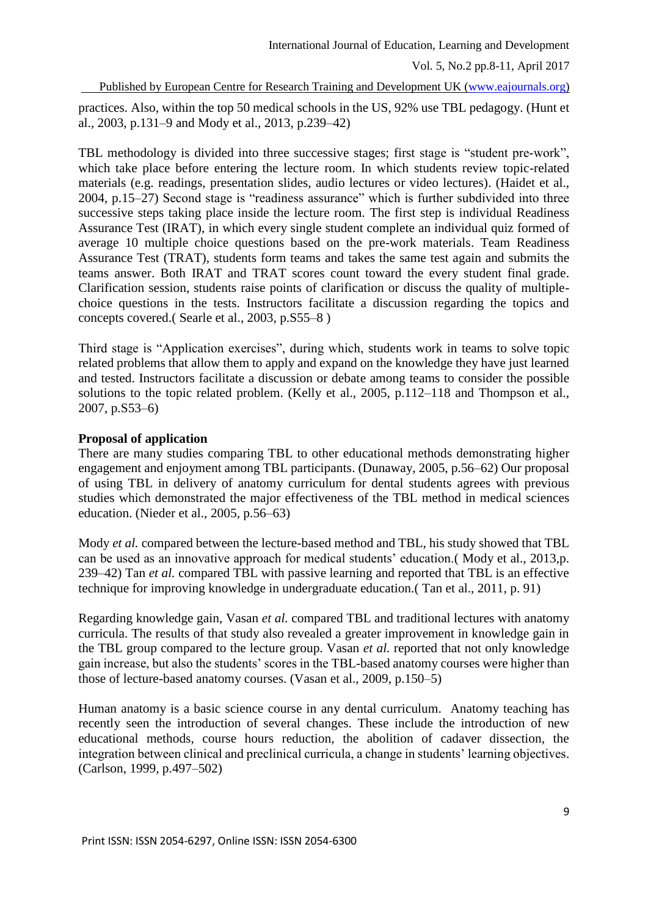practices. Also, within the top 50 medical schools in the US, 92% use TBL pedagogy. (Hunt et al., 2003, p.131–9 and Mody et al., 2013, p.239–42)

TBL methodology is divided into three successive stages; first stage is "student pre-work", which take place before entering the lecture room. In which students review topic-related materials (e.g. readings, presentation slides, audio lectures or video lectures). (Haidet et al., 2004, p.15–27) Second stage is "readiness assurance" which is further subdivided into three successive steps taking place inside the lecture room. The first step is individual Readiness Assurance Test (IRAT), in which every single student complete an individual quiz formed of average 10 multiple choice questions based on the pre-work materials. Team Readiness Assurance Test (TRAT), students form teams and takes the same test again and submits the teams answer. Both IRAT and TRAT scores count toward the every student final grade. Clarification session, students raise points of clarification or discuss the quality of multiple-choice questions in the tests. Instructors facilitate a discussion regarding the topics and concepts covered.( Searle et al., 2003, p.S55–8 )

Third stage is "Application exercises", during which, students work in teams to solve topic related problems that allow them to apply and expand on the knowledge they have just learned and tested. Instructors facilitate a discussion or debate among teams to consider the possible solutions to the topic related problem. (Kelly et al., 2005, p.112–118 and Thompson et al., 2007, p.S53–6)

**Proposal of application**

There are many studies comparing TBL to other educational methods demonstrating higher engagement and enjoyment among TBL participants. (Dunaway, 2005, p.56–62) Our proposal of using TBL in delivery of anatomy curriculum for dental students agrees with previous studies which demonstrated the major effectiveness of the TBL method in medical sciences education. (Nieder et al., 2005, p.56–63)

Mody *et al.* compared between the lecture-based method and TBL, his study showed that TBL can be used as an innovative approach for medical students' education.( Mody et al., 2013,p. 239–42) Tan *et al.* compared TBL with passive learning and reported that TBL is an effective technique for improving knowledge in undergraduate education.( Tan et al., 2011, p. 91)

Regarding knowledge gain, Vasan *et al.* compared TBL and traditional lectures with anatomy curricula. The results of that study also revealed a greater improvement in knowledge gain in the TBL group compared to the lecture group. Vasan *et al.* reported that not only knowledge gain increase, but also the students' scores in the TBL-based anatomy courses were higher than those of lecture-based anatomy courses. (Vasan et al., 2009, p.150–5)

Human anatomy is a basic science course in any dental curriculum. Anatomy teaching has recently seen the introduction of several changes. These include the introduction of new educational methods, course hours reduction, the abolition of cadaver dissection, the integration between clinical and preclinical curricula, a change in students' learning objectives. (Carlson, 1999, p.497–502)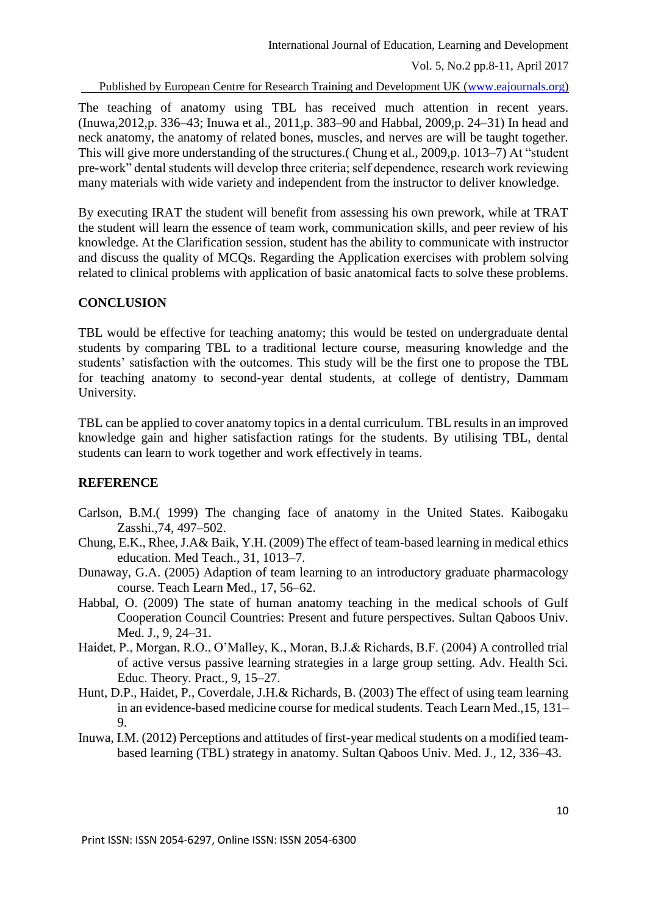The teaching of anatomy using TBL has received much attention in recent years. (Inuwa,2012,p. 336–43; Inuwa et al., 2011,p. 383–90 and Habbal, 2009,p. 24–31) In head and neck anatomy, the anatomy of related bones, muscles, and nerves are will be taught together. This will give more understanding of the structures.( Chung et al., 2009,p. 1013–7) At "student pre-work" dental students will develop three criteria; self dependence, research work reviewing many materials with wide variety and independent from the instructor to deliver knowledge.

By executing IRAT the student will benefit from assessing his own prework, while at TRAT the student will learn the essence of team work, communication skills, and peer review of his knowledge. At the Clarification session, student has the ability to communicate with instructor and discuss the quality of MCQs. Regarding the Application exercises with problem solving related to clinical problems with application of basic anatomical facts to solve these problems.

## CONCLUSION

TBL would be effective for teaching anatomy; this would be tested on undergraduate dental students by comparing TBL to a traditional lecture course, measuring knowledge and the students' satisfaction with the outcomes. This study will be the first one to propose the TBL for teaching anatomy to second-year dental students, at college of dentistry, Dammam University.

TBL can be applied to cover anatomy topics in a dental curriculum. TBL results in an improved knowledge gain and higher satisfaction ratings for the students. By utilising TBL, dental students can learn to work together and work effectively in teams.

## REFERENCE

Carlson, B.M.( 1999) The changing face of anatomy in the United States. Kaibogaku Zasshi.,74, 497–502.

Chung, E.K., Rhee, J.A& Baik, Y.H. (2009) The effect of team-based learning in medical ethics education. Med Teach., 31, 1013–7.

Dunaway, G.A. (2005) Adaption of team learning to an introductory graduate pharmacology course. Teach Learn Med., 17, 56–62.

Habbal, O. (2009) The state of human anatomy teaching in the medical schools of Gulf Cooperation Council Countries: Present and future perspectives. Sultan Qaboos Univ. Med. J., 9, 24–31.

Haidet, P., Morgan, R.O., O'Malley, K., Moran, B.J.& Richards, B.F. (2004) A controlled trial of active versus passive learning strategies in a large group setting. Adv. Health Sci. Educ. Theory. Pract., 9, 15–27.

Hunt, D.P., Haidet, P., Coverdale, J.H.& Richards, B. (2003) The effect of using team learning in an evidence-based medicine course for medical students. Teach Learn Med.,15, 131–9.

Inuwa, I.M. (2012) Perceptions and attitudes of first-year medical students on a modified team-based learning (TBL) strategy in anatomy. Sultan Qaboos Univ. Med. J., 12, 336–43.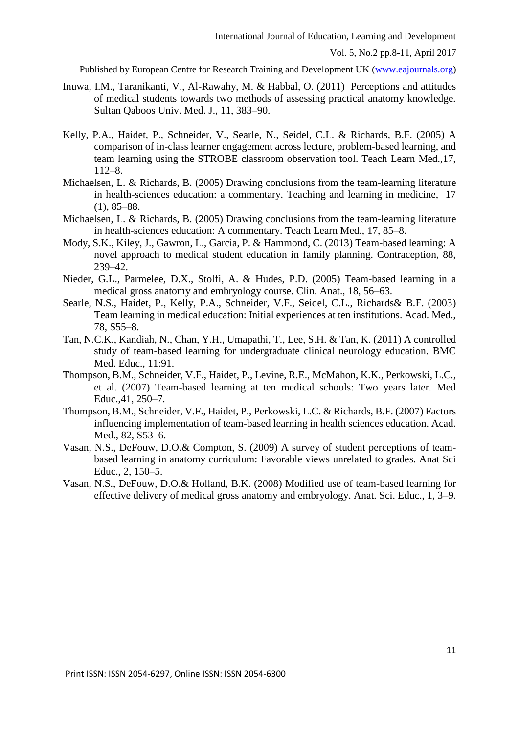Inuwa, I.M., Taranikanti, V., Al-Rawahy, M. & Habbal, O. (2011) Perceptions and attitudes of medical students towards two methods of assessing practical anatomy knowledge. Sultan Qaboos Univ. Med. J., 11, 383–90.

Kelly, P.A., Haidet, P., Schneider, V., Searle, N., Seidel, C.L. & Richards, B.F. (2005) A comparison of in-class learner engagement across lecture, problem-based learning, and team learning using the STROBE classroom observation tool. Teach Learn Med.,17, 112–8.

Michaelsen, L. & Richards, B. (2005) Drawing conclusions from the team-learning literature in health-sciences education: a commentary. Teaching and learning in medicine, 17 (1), 85–88.

Michaelsen, L. & Richards, B. (2005) Drawing conclusions from the team-learning literature in health-sciences education: A commentary. Teach Learn Med., 17, 85–8.

Mody, S.K., Kiley, J., Gawron, L., Garcia, P. & Hammond, C. (2013) Team-based learning: A novel approach to medical student education in family planning. Contraception, 88, 239–42.

Nieder, G.L., Parmelee, D.X., Stolfi, A. & Hudes, P.D. (2005) Team-based learning in a medical gross anatomy and embryology course. Clin. Anat., 18, 56–63.

Searle, N.S., Haidet, P., Kelly, P.A., Schneider, V.F., Seidel, C.L., Richards& B.F. (2003) Team learning in medical education: Initial experiences at ten institutions. Acad. Med., 78, S55–8.

Tan, N.C.K., Kandiah, N., Chan, Y.H., Umapathi, T., Lee, S.H. & Tan, K. (2011) A controlled study of team-based learning for undergraduate clinical neurology education. BMC Med. Educ., 11:91.

Thompson, B.M., Schneider, V.F., Haidet, P., Levine, R.E., McMahon, K.K., Perkowski, L.C., et al. (2007) Team-based learning at ten medical schools: Two years later. Med Educ.,41, 250–7.

Thompson, B.M., Schneider, V.F., Haidet, P., Perkowski, L.C. & Richards, B.F. (2007) Factors influencing implementation of team-based learning in health sciences education. Acad. Med., 82, S53–6.

Vasan, N.S., DeFouw, D.O.& Compton, S. (2009) A survey of student perceptions of team-based learning in anatomy curriculum: Favorable views unrelated to grades. Anat Sci Educ., 2, 150–5.

Vasan, N.S., DeFouw, D.O.& Holland, B.K. (2008) Modified use of team-based learning for effective delivery of medical gross anatomy and embryology. Anat. Sci. Educ., 1, 3–9.